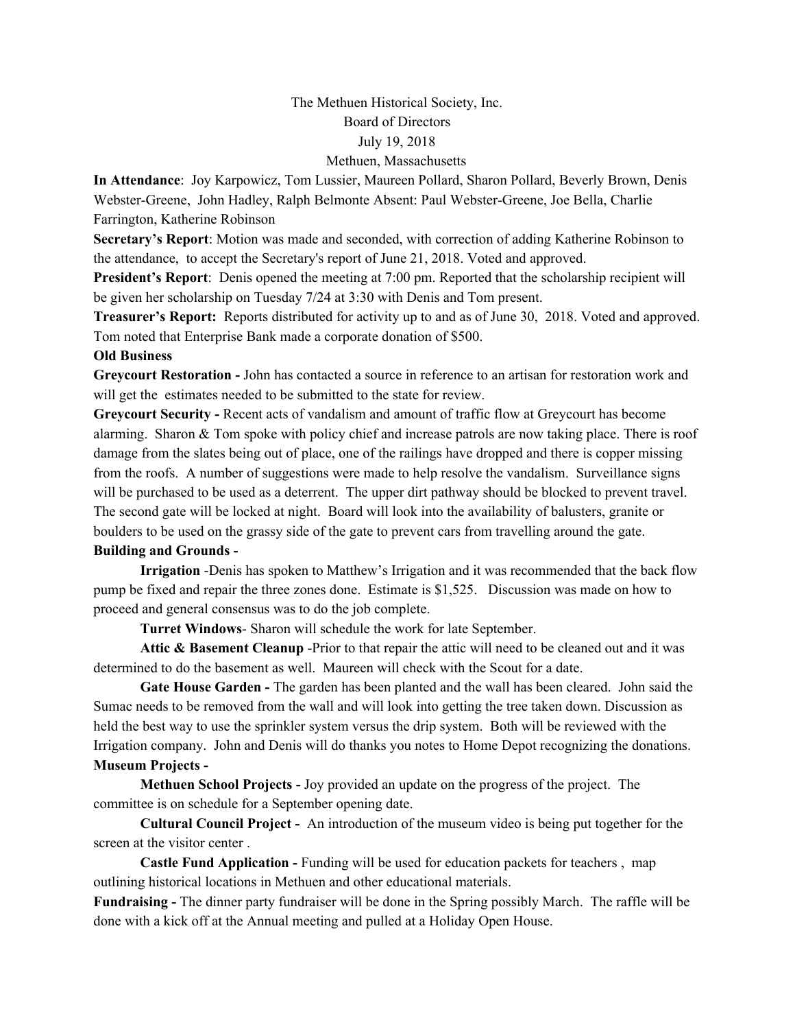The Methuen Historical Society, Inc.
Board of Directors
July 19, 2018
Methuen, Massachusetts

**In Attendance**: Joy Karpowicz, Tom Lussier, Maureen Pollard, Sharon Pollard, Beverly Brown, Denis Webster-Greene, John Hadley, Ralph Belmonte Absent: Paul Webster-Greene, Joe Bella, Charlie Farrington, Katherine Robinson

**Secretary's Report**: Motion was made and seconded, with correction of adding Katherine Robinson to the attendance, to accept the Secretary's report of June 21, 2018. Voted and approved.

**President's Report**: Denis opened the meeting at 7:00 pm. Reported that the scholarship recipient will be given her scholarship on Tuesday 7/24 at 3:30 with Denis and Tom present.

**Treasurer's Report:** Reports distributed for activity up to and as of June 30, 2018. Voted and approved. Tom noted that Enterprise Bank made a corporate donation of $500.

**Old Business**

**Greycourt Restoration -** John has contacted a source in reference to an artisan for restoration work and will get the estimates needed to be submitted to the state for review.

**Greycourt Security -** Recent acts of vandalism and amount of traffic flow at Greycourt has become alarming. Sharon & Tom spoke with policy chief and increase patrols are now taking place. There is roof damage from the slates being out of place, one of the railings have dropped and there is copper missing from the roofs. A number of suggestions were made to help resolve the vandalism. Surveillance signs will be purchased to be used as a deterrent. The upper dirt pathway should be blocked to prevent travel. The second gate will be locked at night. Board will look into the availability of balusters, granite or boulders to be used on the grassy side of the gate to prevent cars from travelling around the gate.

**Building and Grounds -**

**Irrigation** -Denis has spoken to Matthew's Irrigation and it was recommended that the back flow pump be fixed and repair the three zones done. Estimate is $1,525. Discussion was made on how to proceed and general consensus was to do the job complete.

**Turret Windows**- Sharon will schedule the work for late September.

**Attic & Basement Cleanup** -Prior to that repair the attic will need to be cleaned out and it was determined to do the basement as well. Maureen will check with the Scout for a date.

**Gate House Garden -** The garden has been planted and the wall has been cleared. John said the Sumac needs to be removed from the wall and will look into getting the tree taken down. Discussion as held the best way to use the sprinkler system versus the drip system. Both will be reviewed with the Irrigation company. John and Denis will do thanks you notes to Home Depot recognizing the donations.

**Museum Projects -**

**Methuen School Projects -** Joy provided an update on the progress of the project. The committee is on schedule for a September opening date.

**Cultural Council Project -** An introduction of the museum video is being put together for the screen at the visitor center .

**Castle Fund Application -** Funding will be used for education packets for teachers , map outlining historical locations in Methuen and other educational materials.

**Fundraising -** The dinner party fundraiser will be done in the Spring possibly March. The raffle will be done with a kick off at the Annual meeting and pulled at a Holiday Open House.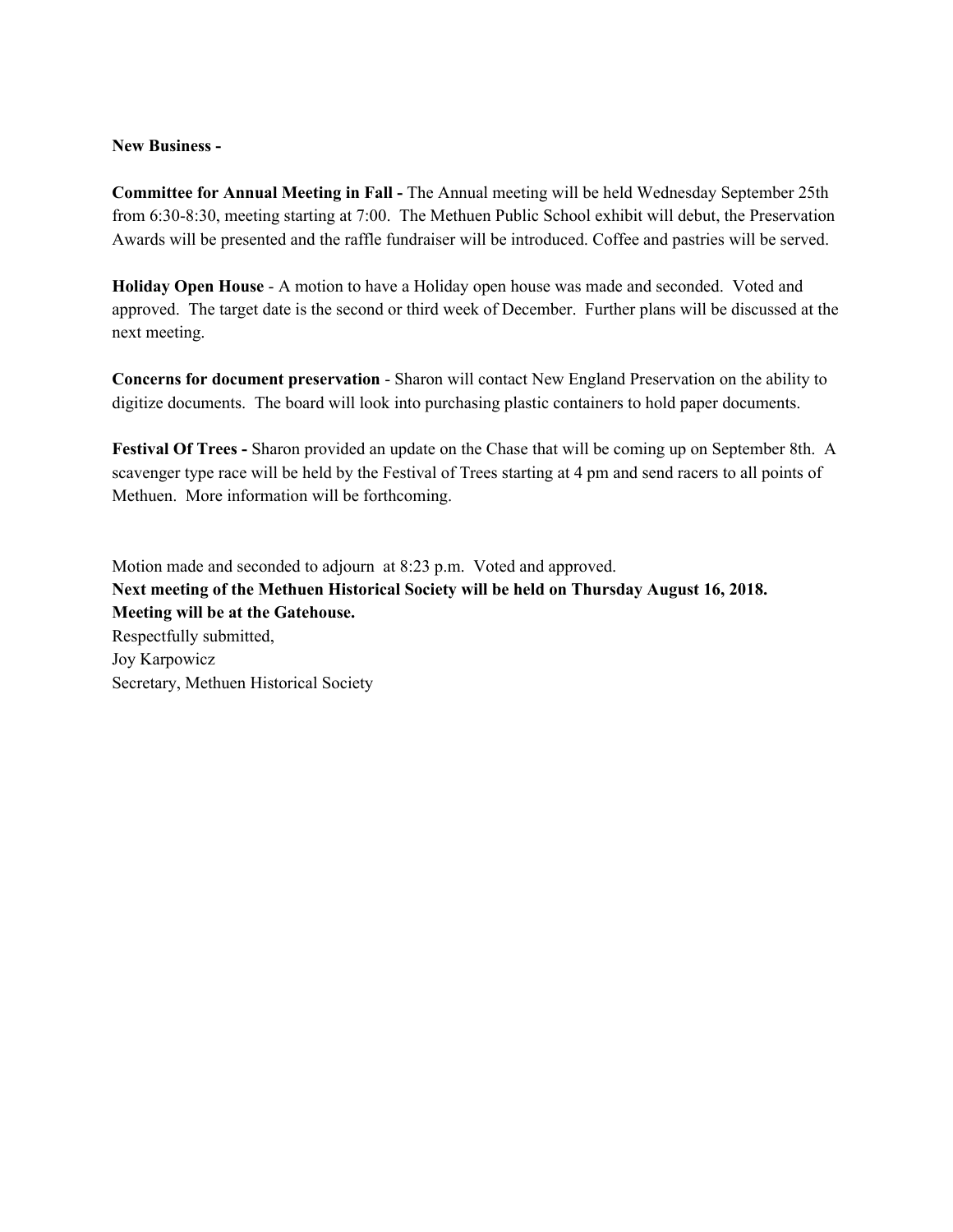**New Business -**

**Committee for Annual Meeting in Fall -** The Annual meeting will be held Wednesday September 25th from 6:30-8:30, meeting starting at 7:00. The Methuen Public School exhibit will debut, the Preservation Awards will be presented and the raffle fundraiser will be introduced. Coffee and pastries will be served.

**Holiday Open House** - A motion to have a Holiday open house was made and seconded. Voted and approved. The target date is the second or third week of December. Further plans will be discussed at the next meeting.

**Concerns for document preservation** - Sharon will contact New England Preservation on the ability to digitize documents. The board will look into purchasing plastic containers to hold paper documents.

**Festival Of Trees -** Sharon provided an update on the Chase that will be coming up on September 8th. A scavenger type race will be held by the Festival of Trees starting at 4 pm and send racers to all points of Methuen. More information will be forthcoming.

Motion made and seconded to adjourn at 8:23 p.m. Voted and approved.
**Next meeting of the Methuen Historical Society will be held on Thursday August 16, 2018.**
**Meeting will be at the Gatehouse.**
Respectfully submitted,
Joy Karpowicz
Secretary, Methuen Historical Society